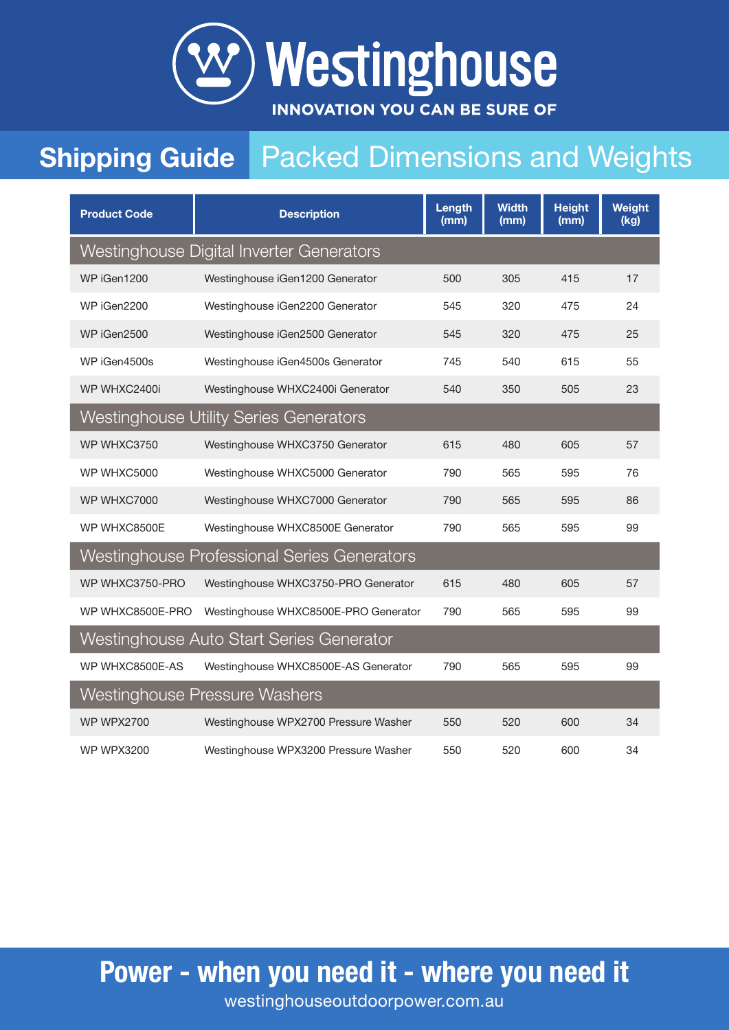# Westinghouse

INNOVATION YOU CAN BE SURE OF

## Shipping Guide — Packed Dimensions and Weights

| Product Code | Description | Length (mm) | Width (mm) | Height (mm) | Weight (kg) |
|---|---|---|---|---|---|
| **Westinghouse Digital Inverter Generators** | | | | | |
| WP iGen1200 | Westinghouse iGen1200 Generator | 500 | 305 | 415 | 17 |
| WP iGen2200 | Westinghouse iGen2200 Generator | 545 | 320 | 475 | 24 |
| WP iGen2500 | Westinghouse iGen2500 Generator | 545 | 320 | 475 | 25 |
| WP iGen4500s | Westinghouse iGen4500s Generator | 745 | 540 | 615 | 55 |
| WP WHXC2400i | Westinghouse WHXC2400i Generator | 540 | 350 | 505 | 23 |
| **Westinghouse Utility Series Generators** | | | | | |
| WP WHXC3750 | Westinghouse WHXC3750 Generator | 615 | 480 | 605 | 57 |
| WP WHXC5000 | Westinghouse WHXC5000 Generator | 790 | 565 | 595 | 76 |
| WP WHXC7000 | Westinghouse WHXC7000 Generator | 790 | 565 | 595 | 86 |
| WP WHXC8500E | Westinghouse WHXC8500E Generator | 790 | 565 | 595 | 99 |
| **Westinghouse Professional Series Generators** | | | | | |
| WP WHXC3750-PRO | Westinghouse WHXC3750-PRO Generator | 615 | 480 | 605 | 57 |
| WP WHXC8500E-PRO | Westinghouse WHXC8500E-PRO Generator | 790 | 565 | 595 | 99 |
| **Westinghouse Auto Start Series Generator** | | | | | |
| WP WHXC8500E-AS | Westinghouse WHXC8500E-AS Generator | 790 | 565 | 595 | 99 |
| **Westinghouse Pressure Washers** | | | | | |
| WP WPX2700 | Westinghouse WPX2700 Pressure Washer | 550 | 520 | 600 | 34 |
| WP WPX3200 | Westinghouse WPX3200 Pressure Washer | 550 | 520 | 600 | 34 |

**Power - when you need it - where you need it**

westinghouseoutdoorpower.com.au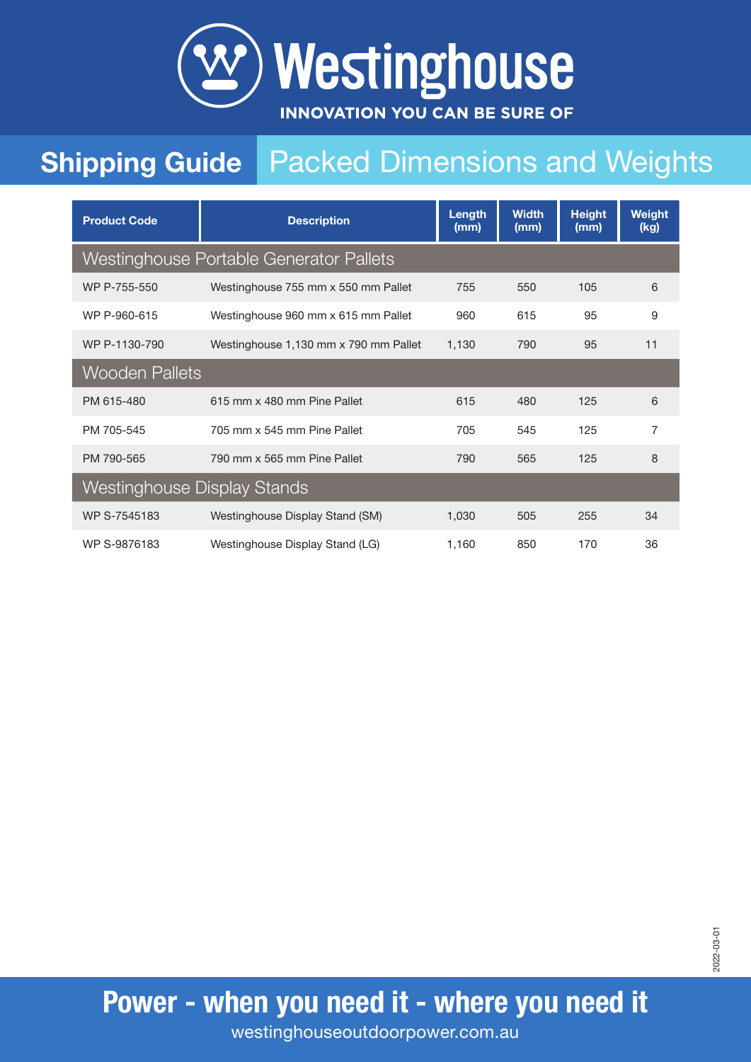# Westinghouse

INNOVATION YOU CAN BE SURE OF

## Shipping Guide Packed Dimensions and Weights

| Product Code | Description | Length (mm) | Width (mm) | Height (mm) | Weight (kg) |
|---|---|---|---|---|---|
| **Westinghouse Portable Generator Pallets** | | | | | |
| WP P-755-550 | Westinghouse 755 mm x 550 mm Pallet | 755 | 550 | 105 | 6 |
| WP P-960-615 | Westinghouse 960 mm x 615 mm Pallet | 960 | 615 | 95 | 9 |
| WP P-1130-790 | Westinghouse 1,130 mm x 790 mm Pallet | 1,130 | 790 | 95 | 11 |
| **Wooden Pallets** | | | | | |
| PM 615-480 | 615 mm x 480 mm Pine Pallet | 615 | 480 | 125 | 6 |
| PM 705-545 | 705 mm x 545 mm Pine Pallet | 705 | 545 | 125 | 7 |
| PM 790-565 | 790 mm x 565 mm Pine Pallet | 790 | 565 | 125 | 8 |
| **Westinghouse Display Stands** | | | | | |
| WP S-7545183 | Westinghouse Display Stand (SM) | 1,030 | 505 | 255 | 34 |
| WP S-9876183 | Westinghouse Display Stand (LG) | 1,160 | 850 | 170 | 36 |

2022-03-01

**Power - when you need it - where you need it**

westinghouseoutdoorpower.com.au